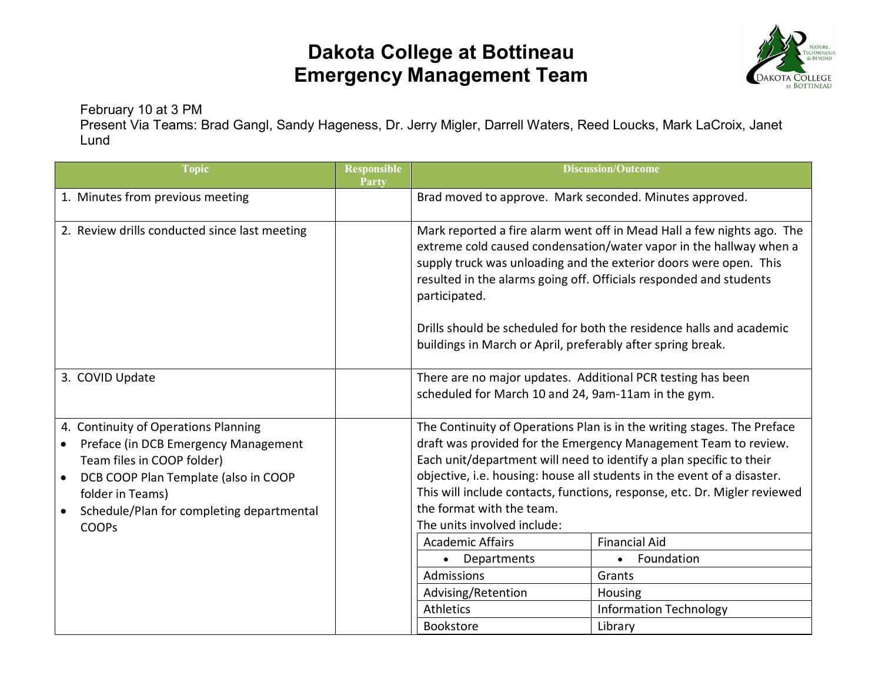# Dakota College at Bottineau
# Emergency Management Team

February 10 at 3 PM
Present Via Teams: Brad Gangl, Sandy Hageness, Dr. Jerry Migler, Darrell Waters, Reed Loucks, Mark LaCroix, Janet Lund

| Topic | Responsible Party | Discussion/Outcome |
|---|---|---|
| 1. Minutes from previous meeting | | Brad moved to approve. Mark seconded. Minutes approved. |
| 2. Review drills conducted since last meeting | | Mark reported a fire alarm went off in Mead Hall a few nights ago. The extreme cold caused condensation/water vapor in the hallway when a supply truck was unloading and the exterior doors were open. This resulted in the alarms going off. Officials responded and students participated.<br><br>Drills should be scheduled for both the residence halls and academic buildings in March or April, preferably after spring break. |
| 3. COVID Update | | There are no major updates. Additional PCR testing has been scheduled for March 10 and 24, 9am-11am in the gym. |
| 4. Continuity of Operations Planning<br>• Preface (in DCB Emergency Management Team files in COOP folder)<br>• DCB COOP Plan Template (also in COOP folder in Teams)<br>• Schedule/Plan for completing departmental COOPs | | The Continuity of Operations Plan is in the writing stages. The Preface draft was provided for the Emergency Management Team to review. Each unit/department will need to identify a plan specific to their objective, i.e. housing: house all students in the event of a disaster. This will include contacts, functions, response, etc. Dr. Migler reviewed the format with the team.<br>The units involved include:<br>Academic Affairs / Financial Aid<br>• Departments / • Foundation<br>Admissions / Grants<br>Advising/Retention / Housing<br>Athletics / Information Technology<br>Bookstore / Library |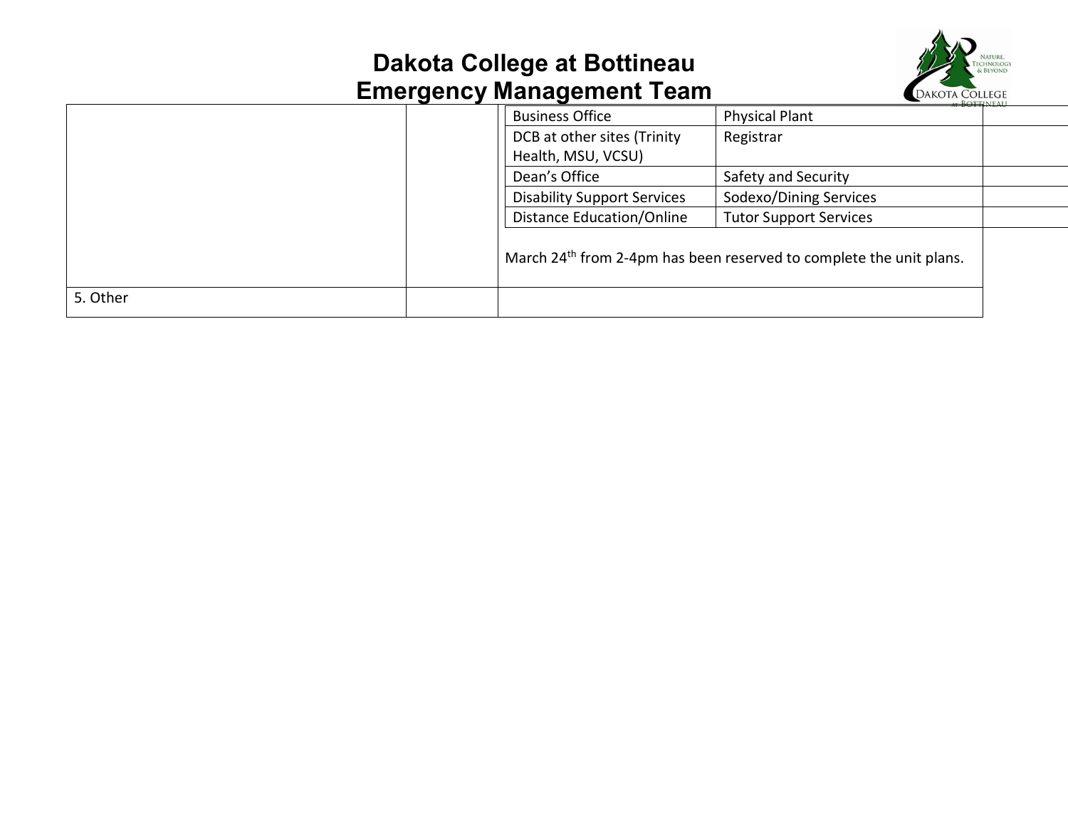# Dakota College at Bottineau
# Emergency Management Team

| | | |
|---|---|---|
| | | Business Office / Physical Plant<br>DCB at other sites (Trinity Health, MSU, VCSU) / Registrar<br>Dean's Office / Safety and Security<br>Disability Support Services / Sodexo/Dining Services<br>Distance Education/Online / Tutor Support Services<br><br>March 24th from 2-4pm has been reserved to complete the unit plans. |
| 5. Other | | |